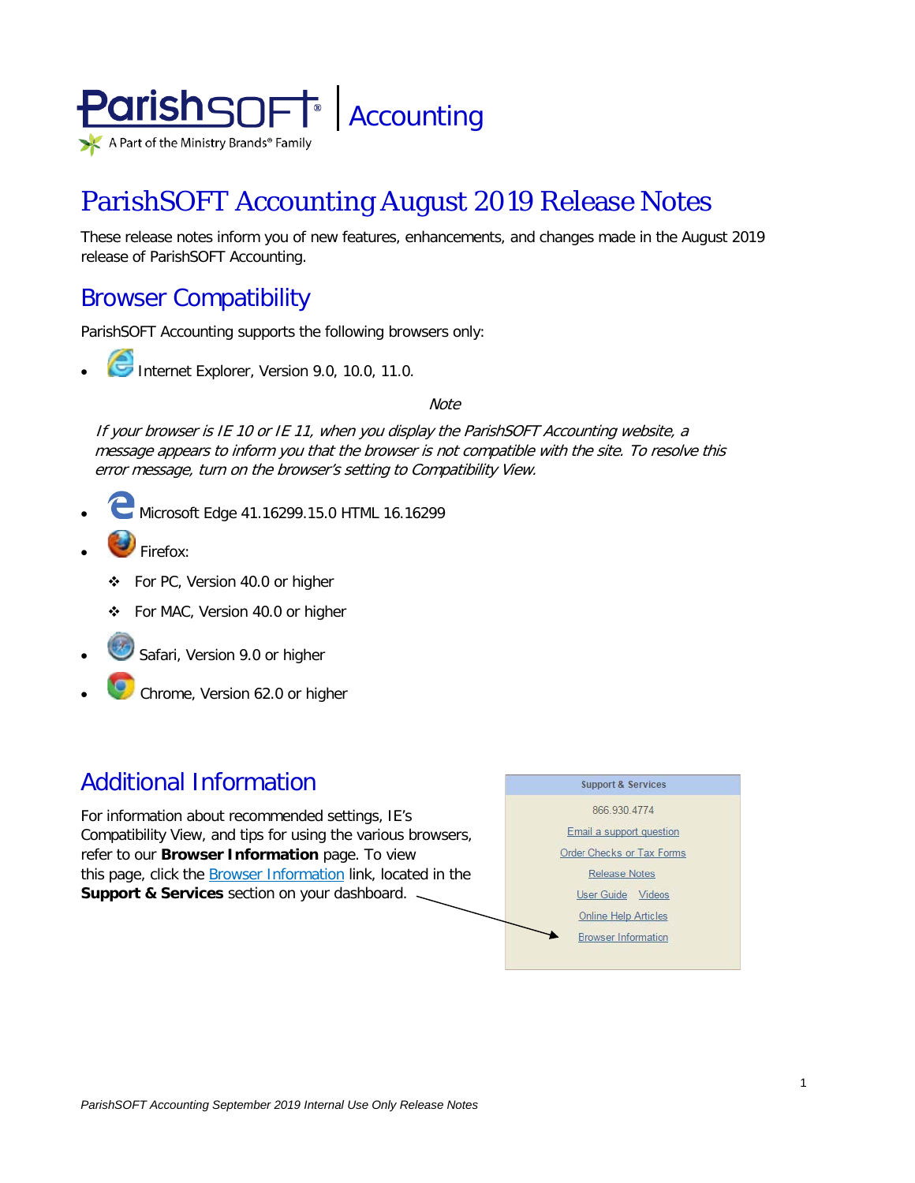ParishSOFT | Accounting

A Part of the Ministry Brands® Family

# ParishSOFT Accounting August 2019 Release Notes

These release notes inform you of new features, enhancements, and changes made in the August 2019 release of ParishSOFT Accounting.

## Browser Compatibility

ParishSOFT Accounting supports the following browsers only:

- Internet Explorer, Version 9.0, 10.0, 11.0.

*Note*

*If your browser is IE 10 or IE 11, when you display the ParishSOFT Accounting website, a message appears to inform you that the browser is not compatible with the site. To resolve this error message, turn on the browser's setting to Compatibility View.*

- Microsoft Edge 41.16299.15.0 HTML 16.16299
- Firefox:
  - For PC, Version 40.0 or higher
  - For MAC, Version 40.0 or higher
- Safari, Version 9.0 or higher
- Chrome, Version 62.0 or higher

## Additional Information

For information about recommended settings, IE's Compatibility View, and tips for using the various browsers, refer to our **Browser Information** page. To view this page, click the Browser Information link, located in the **Support & Services** section on your dashboard.

Support & Services

866.930.4774

Email a support question

Order Checks or Tax Forms

Release Notes

User Guide Videos

Online Help Articles

Browser Information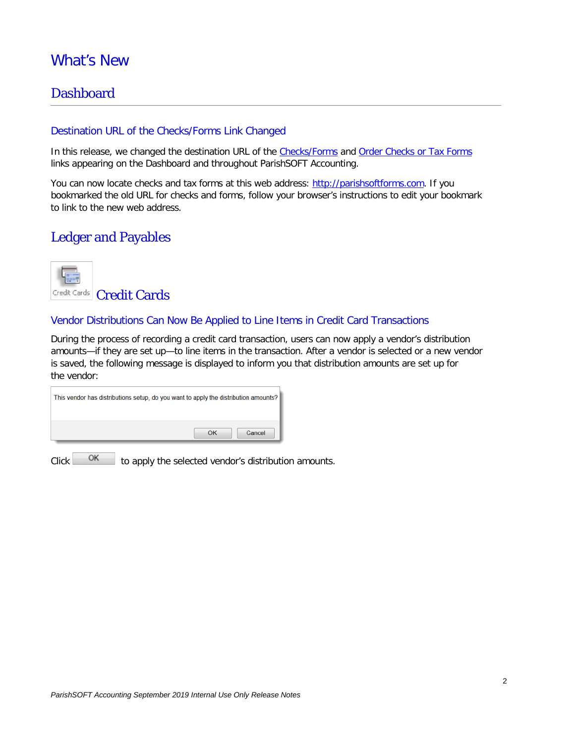# What's New

## Dashboard

### Destination URL of the Checks/Forms Link Changed

In this release, we changed the destination URL of the Checks/Forms and Order Checks or Tax Forms links appearing on the Dashboard and throughout ParishSOFT Accounting.

You can now locate checks and tax forms at this web address: http://parishsoftforms.com. If you bookmarked the old URL for checks and forms, follow your browser's instructions to edit your bookmark to link to the new web address.

## Ledger and Payables

## Credit Cards

### Vendor Distributions Can Now Be Applied to Line Items in Credit Card Transactions

During the process of recording a credit card transaction, users can now apply a vendor's distribution amounts—if they are set up—to line items in the transaction. After a vendor is selected or a new vendor is saved, the following message is displayed to inform you that distribution amounts are set up for the vendor:

This vendor has distributions setup, do you want to apply the distribution amounts?

OK | Cancel

Click OK to apply the selected vendor's distribution amounts.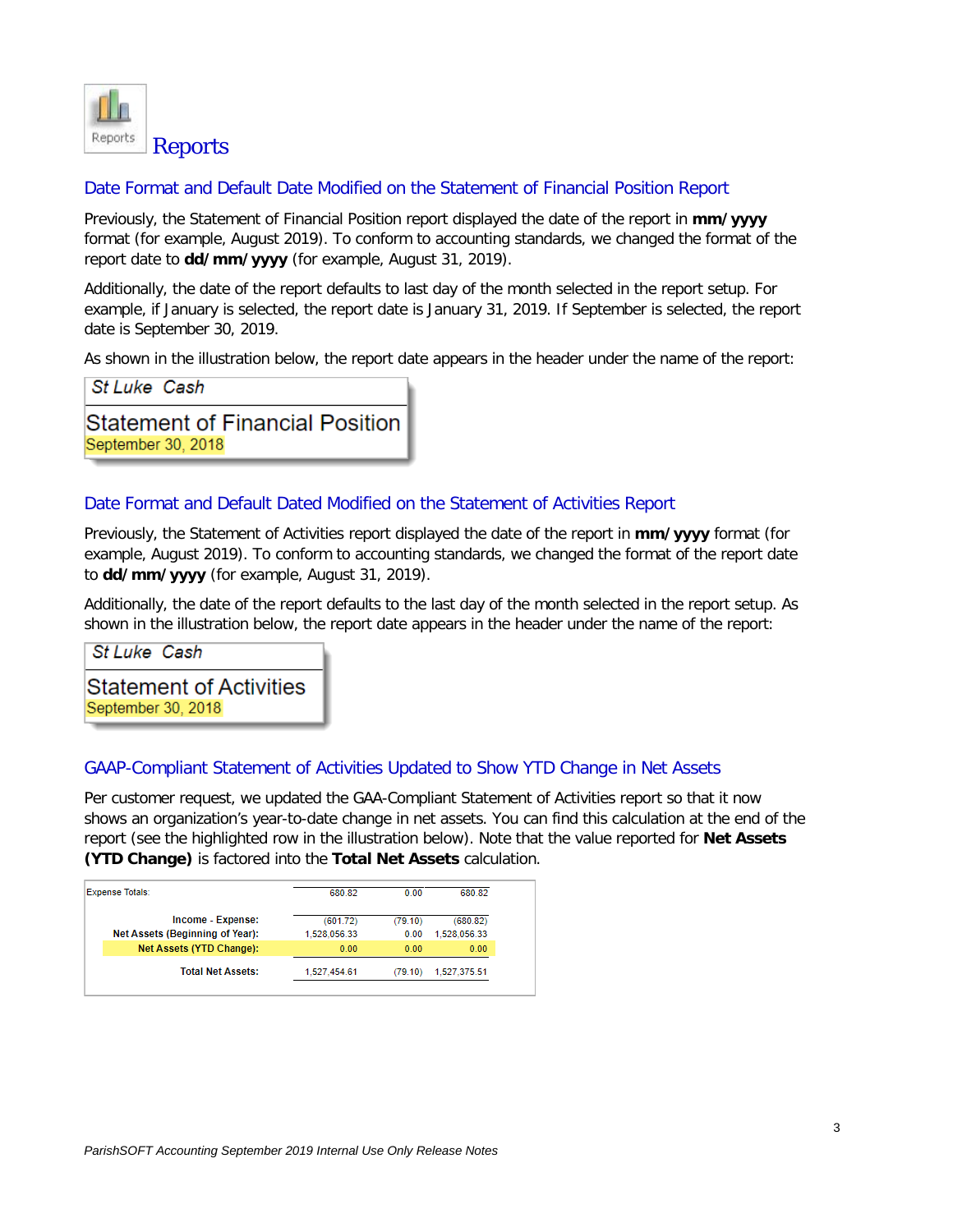# Reports

## Date Format and Default Date Modified on the Statement of Financial Position Report

Previously, the Statement of Financial Position report displayed the date of the report in **mm/yyyy** format (for example, August 2019). To conform to accounting standards, we changed the format of the report date to **dd/mm/yyyy** (for example, August 31, 2019).

Additionally, the date of the report defaults to last day of the month selected in the report setup. For example, if January is selected, the report date is January 31, 2019. If September is selected, the report date is September 30, 2019.

As shown in the illustration below, the report date appears in the header under the name of the report:

St Luke Cash

Statement of Financial Position

September 30, 2018

## Date Format and Default Dated Modified on the Statement of Activities Report

Previously, the Statement of Activities report displayed the date of the report in **mm/yyyy** format (for example, August 2019). To conform to accounting standards, we changed the format of the report date to **dd/mm/yyyy** (for example, August 31, 2019).

Additionally, the date of the report defaults to the last day of the month selected in the report setup. As shown in the illustration below, the report date appears in the header under the name of the report:

St Luke Cash

Statement of Activities

September 30, 2018

## GAAP-Compliant Statement of Activities Updated to Show YTD Change in Net Assets

Per customer request, we updated the GAA-Compliant Statement of Activities report so that it now shows an organization's year-to-date change in net assets. You can find this calculation at the end of the report (see the highlighted row in the illustration below). Note that the value reported for **Net Assets (YTD Change)** is factored into the **Total Net Assets** calculation.

| | | | |
|---|---|---|---|
| Expense Totals: | 680.82 | 0.00 | 680.82 |
| Income - Expense: | (601.72) | (79.10) | (680.82) |
| Net Assets (Beginning of Year): | 1,528,056.33 | 0.00 | 1,528,056.33 |
| Net Assets (YTD Change): | 0.00 | 0.00 | 0.00 |
| Total Net Assets: | 1,527,454.61 | (79.10) | 1,527,375.51 |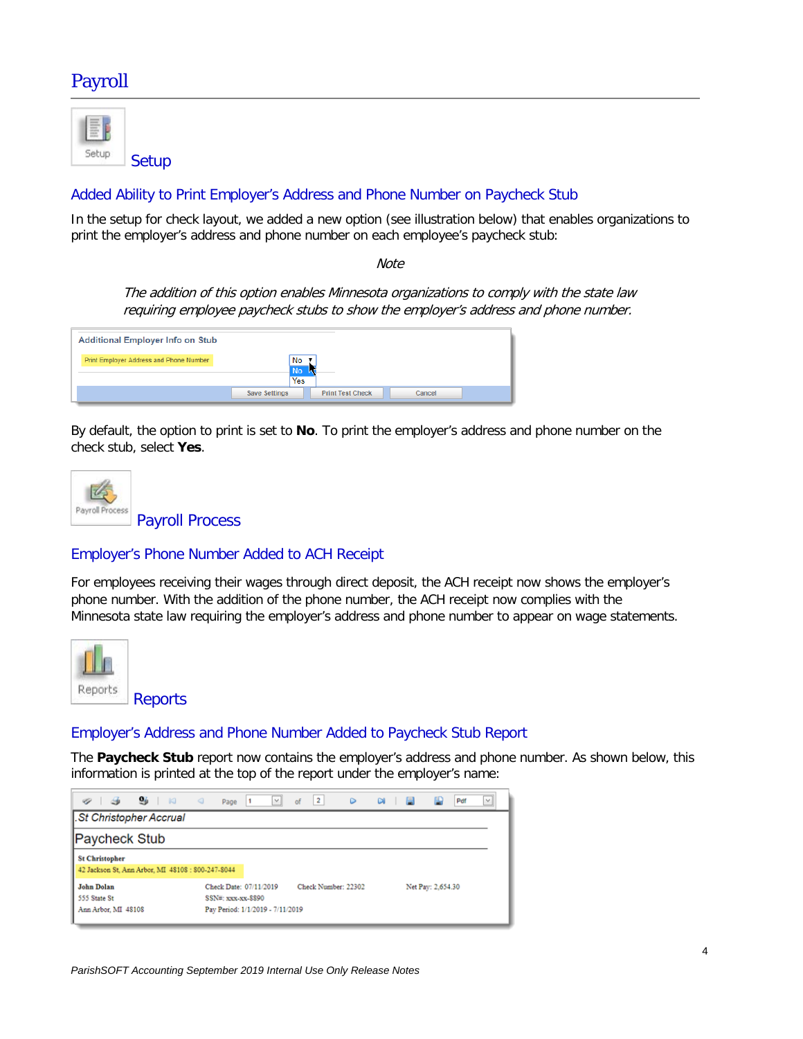# Payroll

## Setup

### Added Ability to Print Employer's Address and Phone Number on Paycheck Stub

In the setup for check layout, we added a new option (see illustration below) that enables organizations to print the employer's address and phone number on each employee's paycheck stub:

*Note*

*The addition of this option enables Minnesota organizations to comply with the state law requiring employee paycheck stubs to show the employer's address and phone number.*

By default, the option to print is set to **No**. To print the employer's address and phone number on the check stub, select **Yes**.

## Payroll Process

### Employer's Phone Number Added to ACH Receipt

For employees receiving their wages through direct deposit, the ACH receipt now shows the employer's phone number. With the addition of the phone number, the ACH receipt now complies with the Minnesota state law requiring the employer's address and phone number to appear on wage statements.

## Reports

### Employer's Address and Phone Number Added to Paycheck Stub Report

The **Paycheck Stub** report now contains the employer's address and phone number. As shown below, this information is printed at the top of the report under the employer's name:

ParishSOFT Accounting September 2019 Internal Use Only Release Notes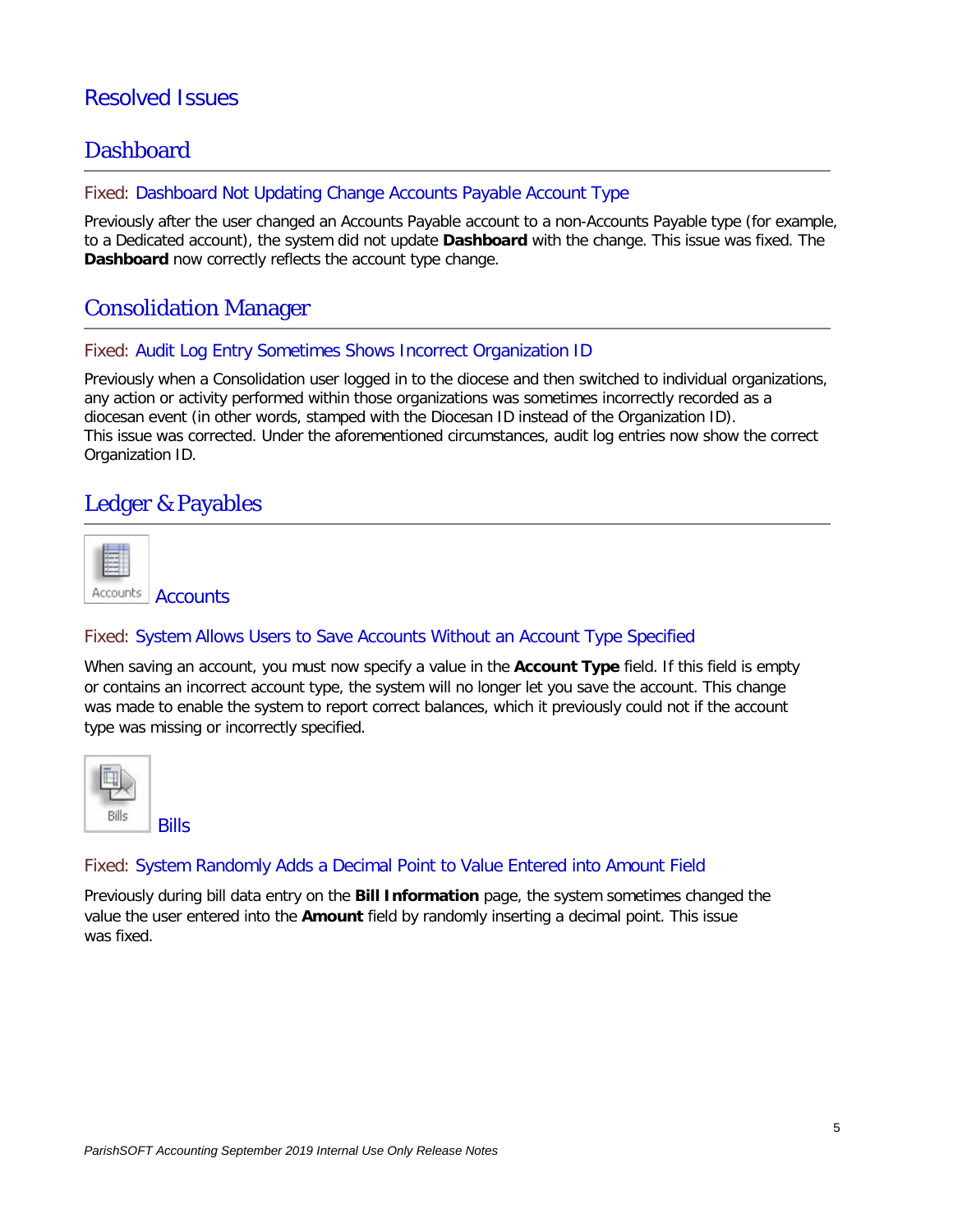# Resolved Issues

## Dashboard

### Fixed: Dashboard Not Updating Change Accounts Payable Account Type

Previously after the user changed an Accounts Payable account to a non-Accounts Payable type (for example, to a Dedicated account), the system did not update **Dashboard** with the change. This issue was fixed. The **Dashboard** now correctly reflects the account type change.

## Consolidation Manager

### Fixed: Audit Log Entry Sometimes Shows Incorrect Organization ID

Previously when a Consolidation user logged in to the diocese and then switched to individual organizations, any action or activity performed within those organizations was sometimes incorrectly recorded as a diocesan event (in other words, stamped with the Diocesan ID instead of the Organization ID). This issue was corrected. Under the aforementioned circumstances, audit log entries now show the correct Organization ID.

## Ledger & Payables

### Accounts

### Fixed: System Allows Users to Save Accounts Without an Account Type Specified

When saving an account, you must now specify a value in the **Account Type** field. If this field is empty or contains an incorrect account type, the system will no longer let you save the account. This change was made to enable the system to report correct balances, which it previously could not if the account type was missing or incorrectly specified.

### Bills

### Fixed: System Randomly Adds a Decimal Point to Value Entered into Amount Field

Previously during bill data entry on the **Bill Information** page, the system sometimes changed the value the user entered into the **Amount** field by randomly inserting a decimal point. This issue was fixed.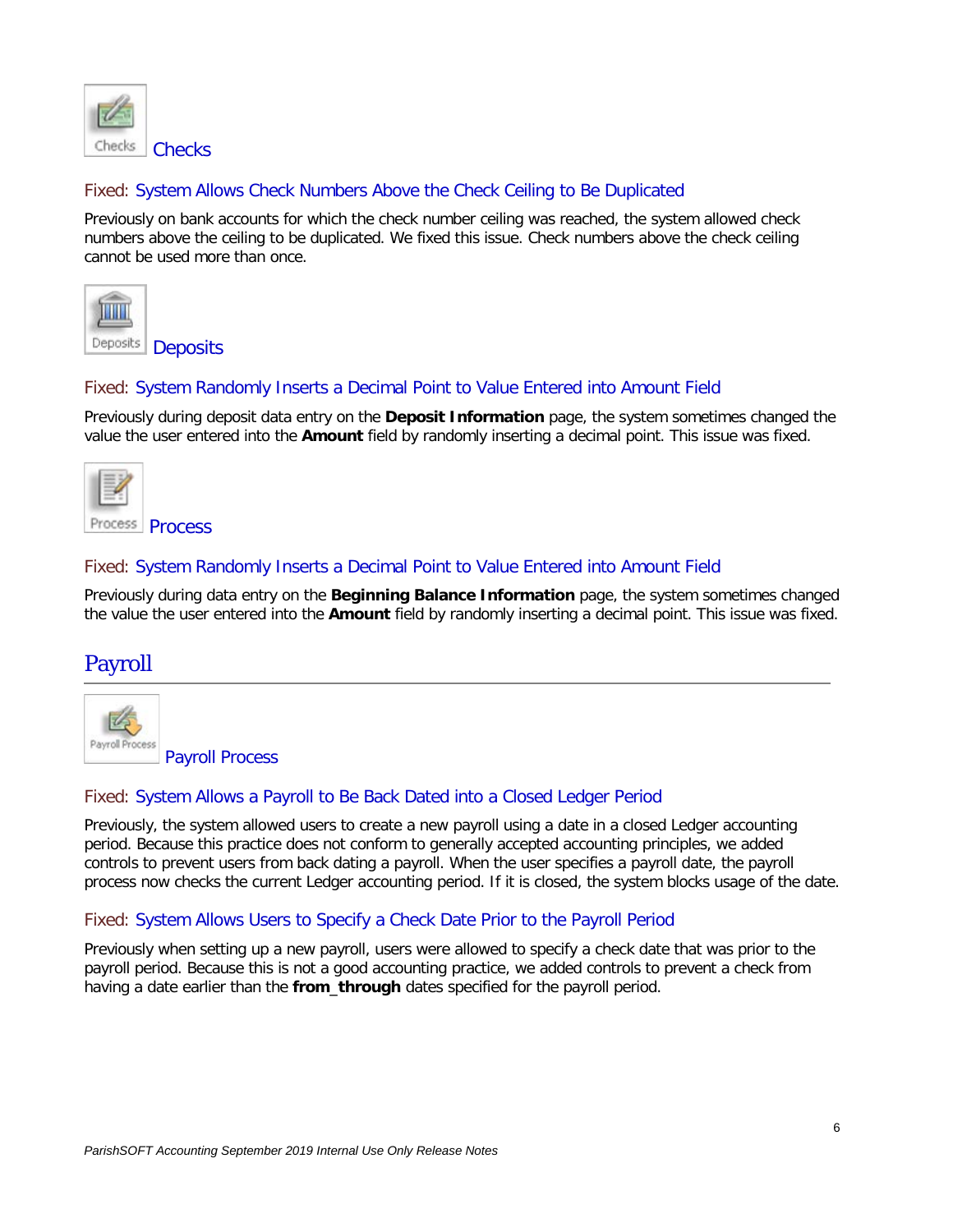### Checks

#### Fixed: System Allows Check Numbers Above the Check Ceiling to Be Duplicated

Previously on bank accounts for which the check number ceiling was reached, the system allowed check numbers above the ceiling to be duplicated. We fixed this issue. Check numbers above the check ceiling cannot be used more than once.

### Deposits

#### Fixed: System Randomly Inserts a Decimal Point to Value Entered into Amount Field

Previously during deposit data entry on the **Deposit Information** page, the system sometimes changed the value the user entered into the **Amount** field by randomly inserting a decimal point. This issue was fixed.

### Process

#### Fixed: System Randomly Inserts a Decimal Point to Value Entered into Amount Field

Previously during data entry on the **Beginning Balance Information** page, the system sometimes changed the value the user entered into the **Amount** field by randomly inserting a decimal point. This issue was fixed.

## Payroll

### Payroll Process

#### Fixed: System Allows a Payroll to Be Back Dated into a Closed Ledger Period

Previously, the system allowed users to create a new payroll using a date in a closed Ledger accounting period. Because this practice does not conform to generally accepted accounting principles, we added controls to prevent users from back dating a payroll. When the user specifies a payroll date, the payroll process now checks the current Ledger accounting period. If it is closed, the system blocks usage of the date.

#### Fixed: System Allows Users to Specify a Check Date Prior to the Payroll Period

Previously when setting up a new payroll, users were allowed to specify a check date that was prior to the payroll period. Because this is not a good accounting practice, we added controls to prevent a check from having a date earlier than the **from_through** dates specified for the payroll period.